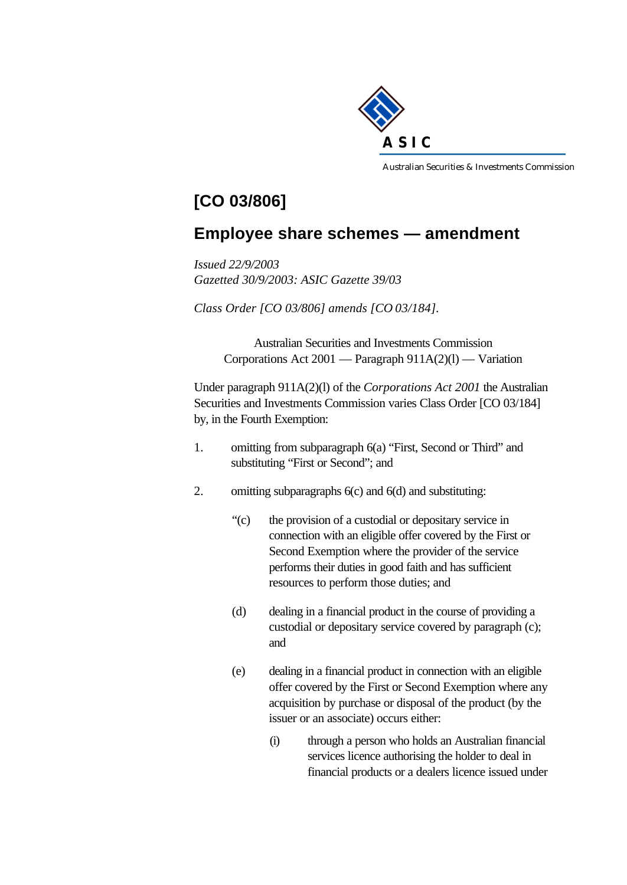# [CO 03/806]

## Employee share schemes — amendment

*Issued 22/9/2003*
*Gazetted 30/9/2003: ASIC Gazette 39/03*

*Class Order [CO 03/806] amends [CO 03/184].*

Australian Securities and Investments Commission
Corporations Act 2001 — Paragraph 911A(2)(l) — Variation

Under paragraph 911A(2)(l) of the *Corporations Act 2001* the Australian Securities and Investments Commission varies Class Order [CO 03/184] by, in the Fourth Exemption:

1. omitting from subparagraph 6(a) "First, Second or Third" and substituting "First or Second"; and

2. omitting subparagraphs 6(c) and 6(d) and substituting:

   "(c) the provision of a custodial or depositary service in connection with an eligible offer covered by the First or Second Exemption where the provider of the service performs their duties in good faith and has sufficient resources to perform those duties; and

   (d) dealing in a financial product in the course of providing a custodial or depositary service covered by paragraph (c); and

   (e) dealing in a financial product in connection with an eligible offer covered by the First or Second Exemption where any acquisition by purchase or disposal of the product (by the issuer or an associate) occurs either:

      (i) through a person who holds an Australian financial services licence authorising the holder to deal in financial products or a dealers licence issued under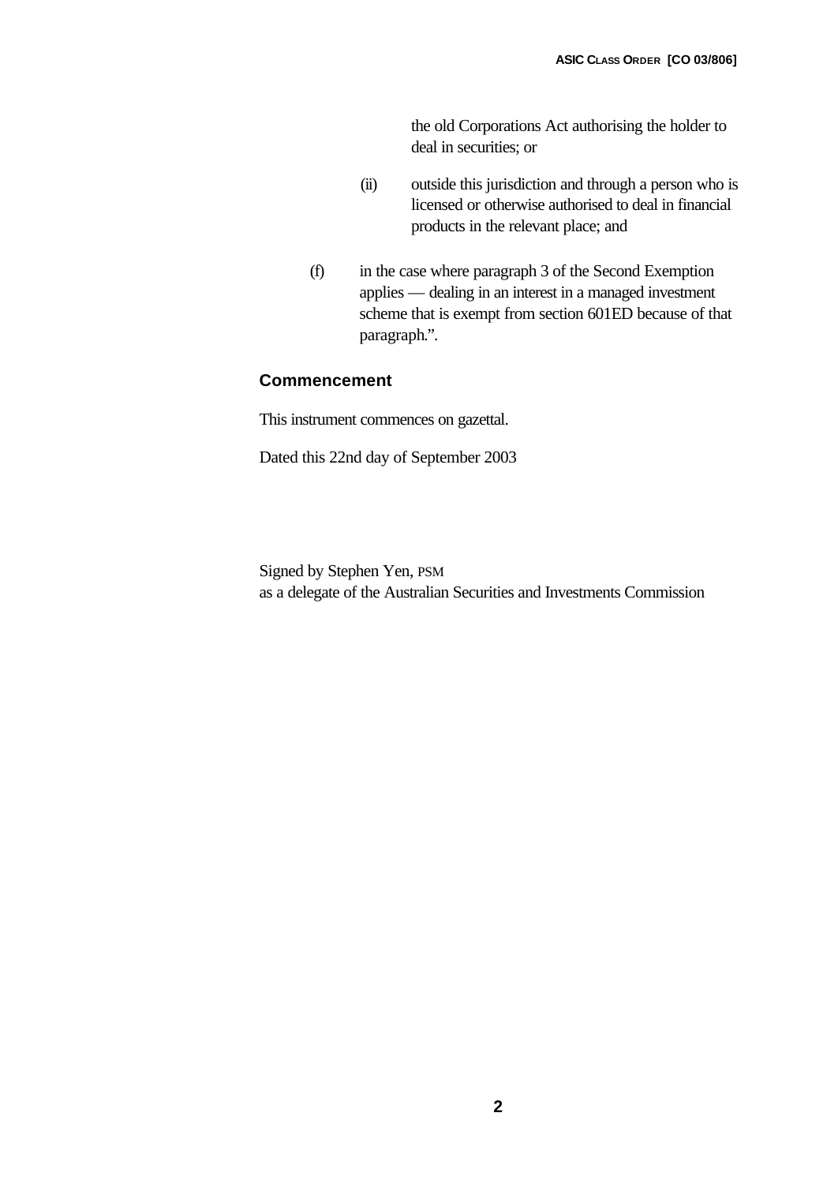the old Corporations Act authorising the holder to deal in securities; or

(ii) outside this jurisdiction and through a person who is licensed or otherwise authorised to deal in financial products in the relevant place; and

(f) in the case where paragraph 3 of the Second Exemption applies — dealing in an interest in a managed investment scheme that is exempt from section 601ED because of that paragraph.".

## Commencement

This instrument commences on gazettal.

Dated this 22nd day of September 2003

Signed by Stephen Yen, PSM
as a delegate of the Australian Securities and Investments Commission